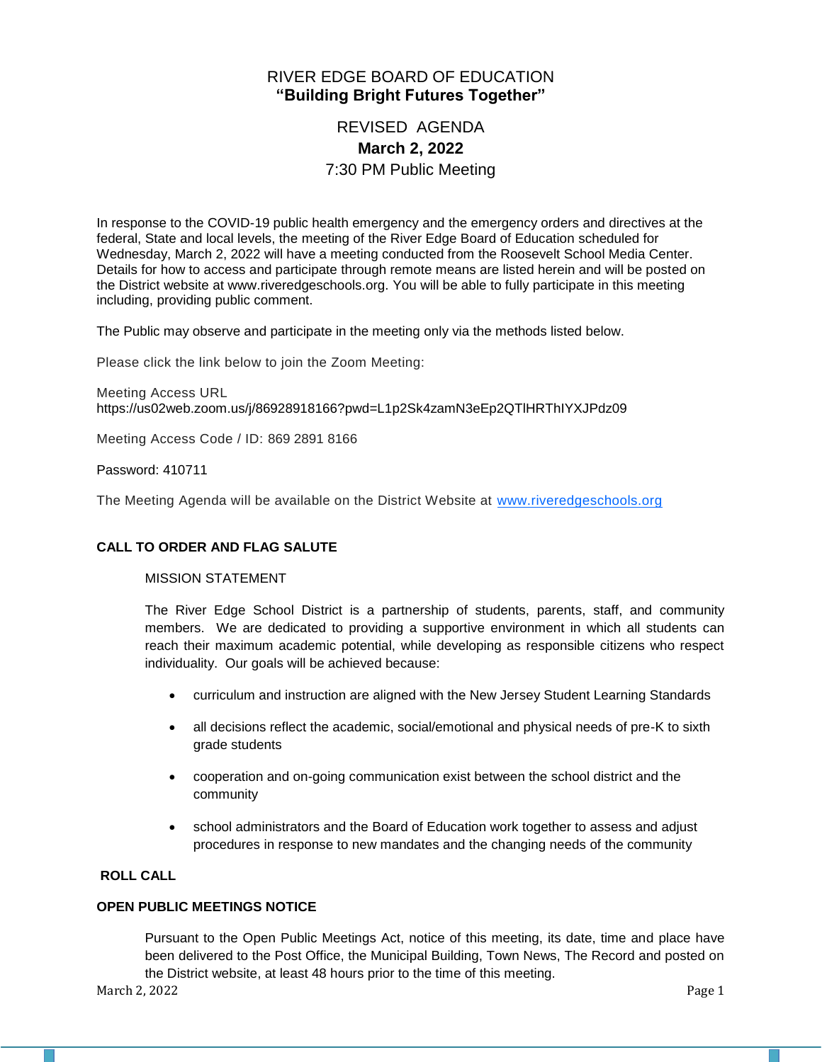# RIVER EDGE BOARD OF EDUCATION
## "Building Bright Futures Together"

### REVISED AGENDA
### **March 2, 2022**
### 7:30 PM Public Meeting

In response to the COVID-19 public health emergency and the emergency orders and directives at the federal, State and local levels, the meeting of the River Edge Board of Education scheduled for Wednesday, March 2, 2022 will have a meeting conducted from the Roosevelt School Media Center. Details for how to access and participate through remote means are listed herein and will be posted on the District website at www.riveredgeschools.org. You will be able to fully participate in this meeting including, providing public comment.

The Public may observe and participate in the meeting only via the methods listed below.

Please click the link below to join the Zoom Meeting:

Meeting Access URL
https://us02web.zoom.us/j/86928918166?pwd=L1p2Sk4zamN3eEp2QTlHRThIYXJPdz09

Meeting Access Code / ID: 869 2891 8166

Password: 410711

The Meeting Agenda will be available on the District Website at [www.riveredgeschools.org](http://www.riveredgeschools.org)

**CALL TO ORDER AND FLAG SALUTE**

MISSION STATEMENT

The River Edge School District is a partnership of students, parents, staff, and community members. We are dedicated to providing a supportive environment in which all students can reach their maximum academic potential, while developing as responsible citizens who respect individuality. Our goals will be achieved because:

- curriculum and instruction are aligned with the New Jersey Student Learning Standards
- all decisions reflect the academic, social/emotional and physical needs of pre-K to sixth grade students
- cooperation and on-going communication exist between the school district and the community
- school administrators and the Board of Education work together to assess and adjust procedures in response to new mandates and the changing needs of the community

**ROLL CALL**

**OPEN PUBLIC MEETINGS NOTICE**

Pursuant to the Open Public Meetings Act, notice of this meeting, its date, time and place have been delivered to the Post Office, the Municipal Building, Town News, The Record and posted on the District website, at least 48 hours prior to the time of this meeting.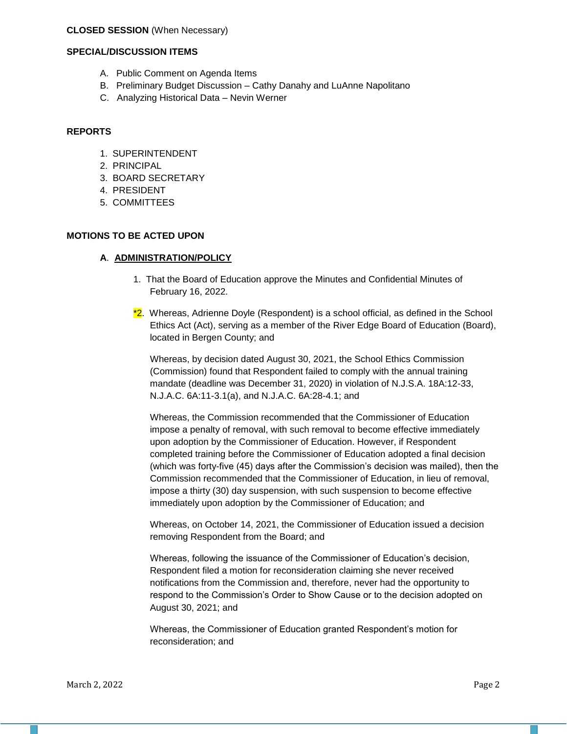**CLOSED SESSION** (When Necessary)

**SPECIAL/DISCUSSION ITEMS**

A. Public Comment on Agenda Items
B. Preliminary Budget Discussion – Cathy Danahy and LuAnne Napolitano
C. Analyzing Historical Data – Nevin Werner

**REPORTS**

1. SUPERINTENDENT
2. PRINCIPAL
3. BOARD SECRETARY
4. PRESIDENT
5. COMMITTEES

**MOTIONS TO BE ACTED UPON**

**A**. **ADMINISTRATION/POLICY**

1. That the Board of Education approve the Minutes and Confidential Minutes of February 16, 2022.

*2. Whereas, Adrienne Doyle (Respondent) is a school official, as defined in the School Ethics Act (Act), serving as a member of the River Edge Board of Education (Board), located in Bergen County; and

Whereas, by decision dated August 30, 2021, the School Ethics Commission (Commission) found that Respondent failed to comply with the annual training mandate (deadline was December 31, 2020) in violation of N.J.S.A. 18A:12-33, N.J.A.C. 6A:11-3.1(a), and N.J.A.C. 6A:28-4.1; and

Whereas, the Commission recommended that the Commissioner of Education impose a penalty of removal, with such removal to become effective immediately upon adoption by the Commissioner of Education. However, if Respondent completed training before the Commissioner of Education adopted a final decision (which was forty-five (45) days after the Commission's decision was mailed), then the Commission recommended that the Commissioner of Education, in lieu of removal, impose a thirty (30) day suspension, with such suspension to become effective immediately upon adoption by the Commissioner of Education; and

Whereas, on October 14, 2021, the Commissioner of Education issued a decision removing Respondent from the Board; and

Whereas, following the issuance of the Commissioner of Education's decision, Respondent filed a motion for reconsideration claiming she never received notifications from the Commission and, therefore, never had the opportunity to respond to the Commission's Order to Show Cause or to the decision adopted on August 30, 2021; and

Whereas, the Commissioner of Education granted Respondent's motion for reconsideration; and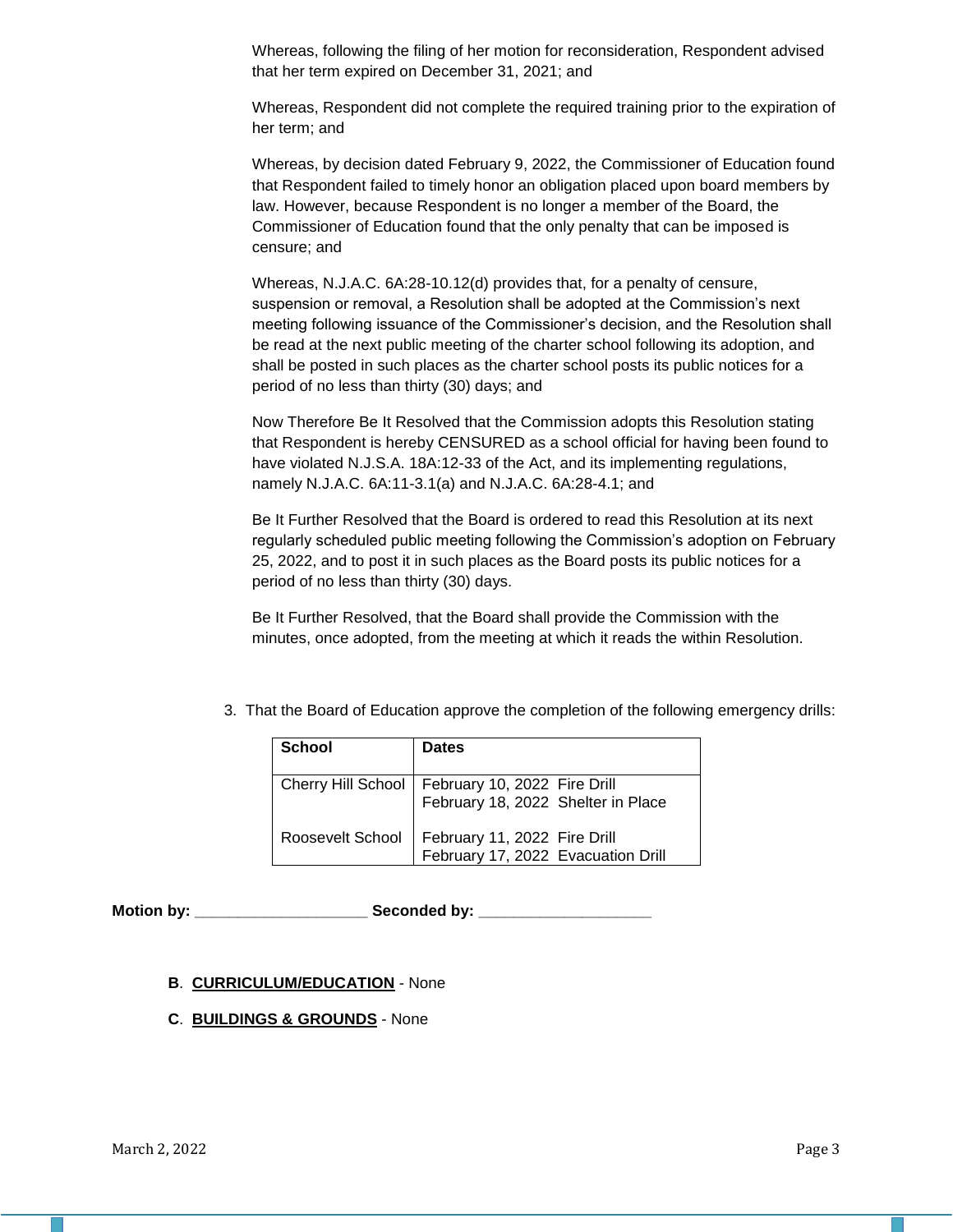Whereas, following the filing of her motion for reconsideration, Respondent advised that her term expired on December 31, 2021; and

Whereas, Respondent did not complete the required training prior to the expiration of her term; and

Whereas, by decision dated February 9, 2022, the Commissioner of Education found that Respondent failed to timely honor an obligation placed upon board members by law. However, because Respondent is no longer a member of the Board, the Commissioner of Education found that the only penalty that can be imposed is censure; and

Whereas, N.J.A.C. 6A:28-10.12(d) provides that, for a penalty of censure, suspension or removal, a Resolution shall be adopted at the Commission's next meeting following issuance of the Commissioner's decision, and the Resolution shall be read at the next public meeting of the charter school following its adoption, and shall be posted in such places as the charter school posts its public notices for a period of no less than thirty (30) days; and

Now Therefore Be It Resolved that the Commission adopts this Resolution stating that Respondent is hereby CENSURED as a school official for having been found to have violated N.J.S.A. 18A:12-33 of the Act, and its implementing regulations, namely N.J.A.C. 6A:11-3.1(a) and N.J.A.C. 6A:28-4.1; and

Be It Further Resolved that the Board is ordered to read this Resolution at its next regularly scheduled public meeting following the Commission's adoption on February 25, 2022, and to post it in such places as the Board posts its public notices for a period of no less than thirty (30) days.

Be It Further Resolved, that the Board shall provide the Commission with the minutes, once adopted, from the meeting at which it reads the within Resolution.

3. That the Board of Education approve the completion of the following emergency drills:

| School | Dates |
|---|---|
| Cherry Hill School | February 10, 2022 Fire Drill<br>February 18, 2022 Shelter in Place |
| Roosevelt School | February 11, 2022 Fire Drill<br>February 17, 2022 Evacuation Drill |

**Motion by: ____________________ Seconded by: ____________________**

**B**. **CURRICULUM/EDUCATION** - None

**C**. **BUILDINGS & GROUNDS** - None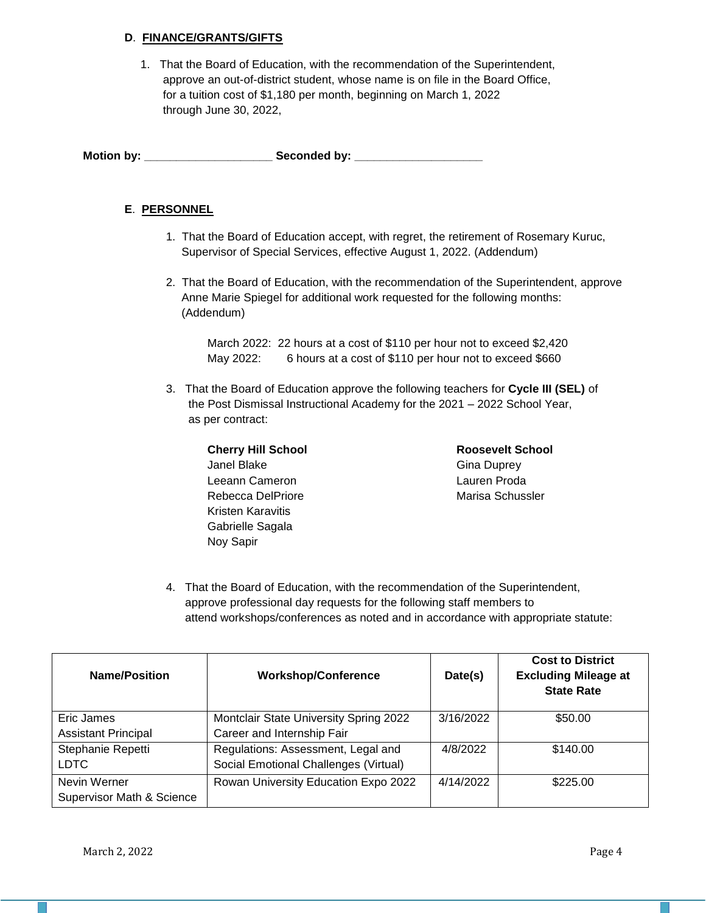**D**. **FINANCE/GRANTS/GIFTS**

1. That the Board of Education, with the recommendation of the Superintendent, approve an out-of-district student, whose name is on file in the Board Office, for a tuition cost of $1,180 per month, beginning on March 1, 2022 through June 30, 2022,

**Motion by: ____________________ Seconded by: ____________________**

**E**. **PERSONNEL**

1. That the Board of Education accept, with regret, the retirement of Rosemary Kuruc, Supervisor of Special Services, effective August 1, 2022. (Addendum)

2. That the Board of Education, with the recommendation of the Superintendent, approve Anne Marie Spiegel for additional work requested for the following months: (Addendum)

   March 2022: 22 hours at a cost of $110 per hour not to exceed $2,420
   May 2022: 6 hours at a cost of $110 per hour not to exceed $660

3. That the Board of Education approve the following teachers for **Cycle III (SEL)** of the Post Dismissal Instructional Academy for the 2021 – 2022 School Year, as per contract:

   **Cherry Hill School**
   Janel Blake
   Leeann Cameron
   Rebecca DelPriore
   Kristen Karavitis
   Gabrielle Sagala
   Noy Sapir

   **Roosevelt School**
   Gina Duprey
   Lauren Proda
   Marisa Schussler

4. That the Board of Education, with the recommendation of the Superintendent, approve professional day requests for the following staff members to attend workshops/conferences as noted and in accordance with appropriate statute:

| Name/Position | Workshop/Conference | Date(s) | Cost to District Excluding Mileage at State Rate |
|---|---|---|---|
| Eric James<br>Assistant Principal | Montclair State University Spring 2022 Career and Internship Fair | 3/16/2022 | $50.00 |
| Stephanie Repetti<br>LDTC | Regulations: Assessment, Legal and Social Emotional Challenges (Virtual) | 4/8/2022 | $140.00 |
| Nevin Werner<br>Supervisor Math & Science | Rowan University Education Expo 2022 | 4/14/2022 | $225.00 |

March 2, 2022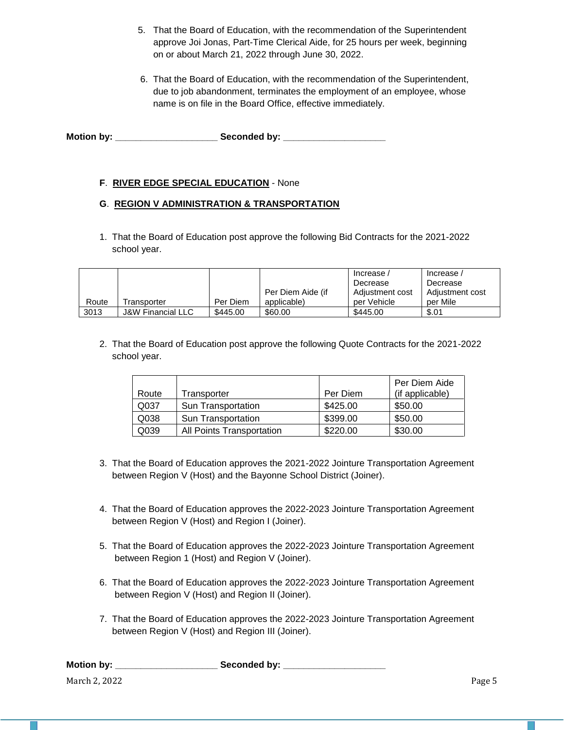5. That the Board of Education, with the recommendation of the Superintendent approve Joi Jonas, Part-Time Clerical Aide, for 25 hours per week, beginning on or about March 21, 2022 through June 30, 2022.

6. That the Board of Education, with the recommendation of the Superintendent, due to job abandonment, terminates the employment of an employee, whose name is on file in the Board Office, effective immediately.

**Motion by:** ____________________ **Seconded by:** ____________________

**F**. **RIVER EDGE SPECIAL EDUCATION** - None

**G**. **REGION V ADMINISTRATION & TRANSPORTATION**

1. That the Board of Education post approve the following Bid Contracts for the 2021-2022 school year.

| Route | Transporter | Per Diem | Per Diem Aide (if applicable) | Increase / Decrease Adjustment cost per Vehicle | Increase / Decrease Adjustment cost per Mile |
|---|---|---|---|---|---|
| 3013 | J&W Financial LLC | $445.00 | $60.00 | $445.00 | $.01 |

2. That the Board of Education post approve the following Quote Contracts for the 2021-2022 school year.

| Route | Transporter | Per Diem | Per Diem Aide (if applicable) |
|---|---|---|---|
| Q037 | Sun Transportation | $425.00 | $50.00 |
| Q038 | Sun Transportation | $399.00 | $50.00 |
| Q039 | All Points Transportation | $220.00 | $30.00 |

3. That the Board of Education approves the 2021-2022 Jointure Transportation Agreement between Region V (Host) and the Bayonne School District (Joiner).

4. That the Board of Education approves the 2022-2023 Jointure Transportation Agreement between Region V (Host) and Region I (Joiner).

5. That the Board of Education approves the 2022-2023 Jointure Transportation Agreement between Region 1 (Host) and Region V (Joiner).

6. That the Board of Education approves the 2022-2023 Jointure Transportation Agreement between Region V (Host) and Region II (Joiner).

7. That the Board of Education approves the 2022-2023 Jointure Transportation Agreement between Region V (Host) and Region III (Joiner).

**Motion by:** ____________________ **Seconded by:** ____________________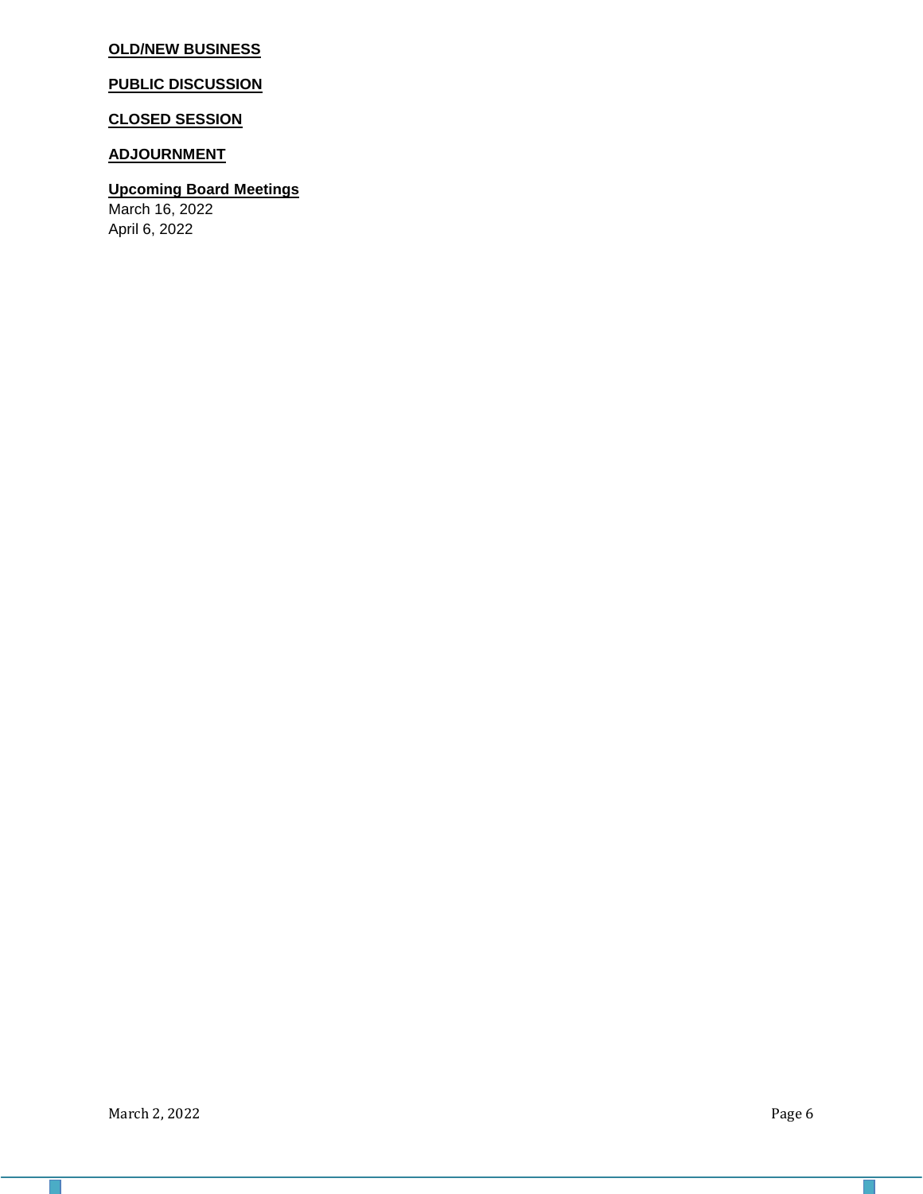**OLD/NEW BUSINESS**

**PUBLIC DISCUSSION**

**CLOSED SESSION**

**ADJOURNMENT**

**Upcoming Board Meetings**
March 16, 2022
April 6, 2022